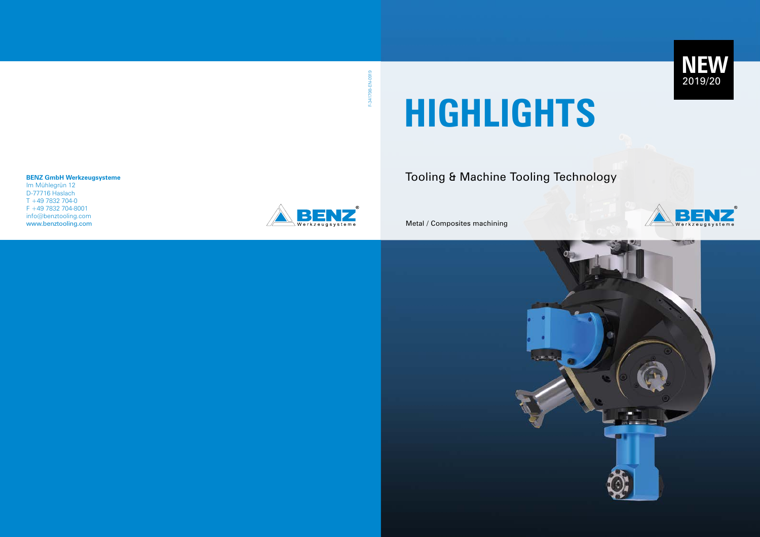**BENZ GmbH Werkzeugsysteme**
Im Mühlegrün 12
D-77716 Haslach
T +49 7832 704-0
F +49 7832 704-8001
info@benztooling.com
www.benztooling.com

BENZ Werkzeugsysteme

F-341798-EN-0919

NEW
2019/20

# HIGHLIGHTS

Tooling & Machine Tooling Technology

Metal / Composites machining

BENZ Werkzeugsysteme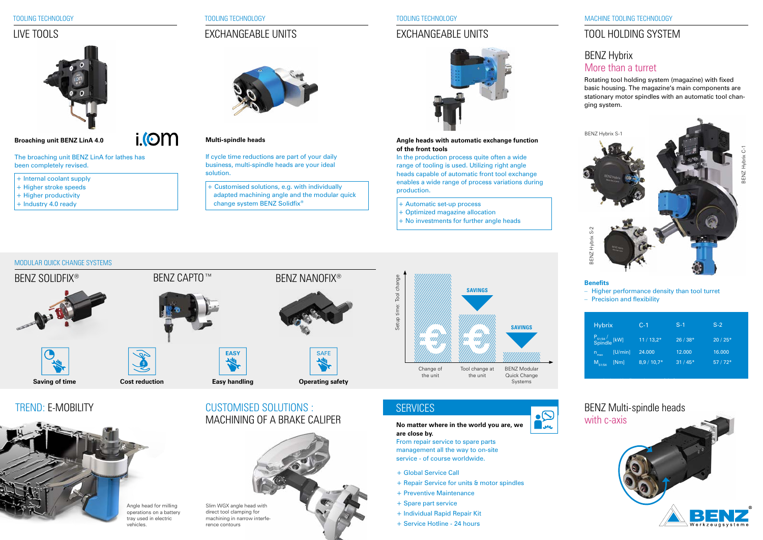TOOLING TECHNOLOGY

## LIVE TOOLS

**Broaching unit BENZ LinA 4.0**

i.com

The broaching unit BENZ LinA for lathes has been completely revised.

+ Internal coolant supply
+ Higher stroke speeds
+ Higher productivity
+ Industry 4.0 ready

TOOLING TECHNOLOGY

## EXCHANGEABLE UNITS

**Multi-spindle heads**

If cycle time reductions are part of your daily business, multi-spindle heads are your ideal solution.

+ Customised solutions, e.g. with individually adapted machining angle and the modular quick change system BENZ Solidfix®

TOOLING TECHNOLOGY

## EXCHANGEABLE UNITS

**Angle heads with automatic exchange function of the front tools**

In the production process quite often a wide range of tooling is used. Utilizing right angle heads capable of automatic front tool exchange enables a wide range of process variations during production.

+ Automatic set-up process
+ Optimized magazine allocation
+ No investments for further angle heads

MACHINE TOOLING TECHNOLOGY

## TOOL HOLDING SYSTEM

### BENZ Hybrix
More than a turret

Rotating tool holding system (magazine) with fixed basic housing. The magazine's main components are stationary motor spindles with an automatic tool changing system.

BENZ Hybrix S-1

BENZ Hybrix C-1

BENZ Hybrix S-2

**Benefits**

- Higher performance density than tool turret
- Precision and flexibility

| Hybrix | | C-1 | S-1 | S-2 |
|---|---|---|---|---|
| $P_{S1/S6}$ / Spindle | [kW] | 11 / 13,2* | 26 / 38* | 20 / 25* |
| $n_{max}$ | [U/min] | 24.000 | 12.000 | 16.000 |
| $M_{S1/S6}$ | [Nm] | 8,9 / 10,7* | 31 / 45* | 57 / 72* |

MODULAR QUICK CHANGE SYSTEMS

## BENZ SOLIDFIX®

## BENZ CAPTO™

## BENZ NANOFIX®

**Saving of time**

**Cost reduction**

EASY

**Easy handling**

SAFE

**Operating safety**

Setup time: Tool change

SAVINGS

SAVINGS

Change of the unit

Tool change at the unit

BENZ Modular Quick Change Systems

## TREND: E-MOBILITY

Angle head for milling operations on a battery tray used in electric vehicles.

## CUSTOMISED SOLUTIONS : MACHINING OF A BRAKE CALIPER

Slim WGX angle head with direct tool clamping for machining in narrow interference contours

## SERVICES

**No matter where in the world you are, we are close by.**

From repair service to spare parts management all the way to on-site service - of course worldwide.

+ Global Service Call
+ Repair Service for units & motor spindles
+ Preventive Maintenance
+ Spare part service
+ Individual Rapid Repair Kit
+ Service Hotline - 24 hours

## BENZ Multi-spindle heads
with c-axis

BENZ® Werkzeugsysteme